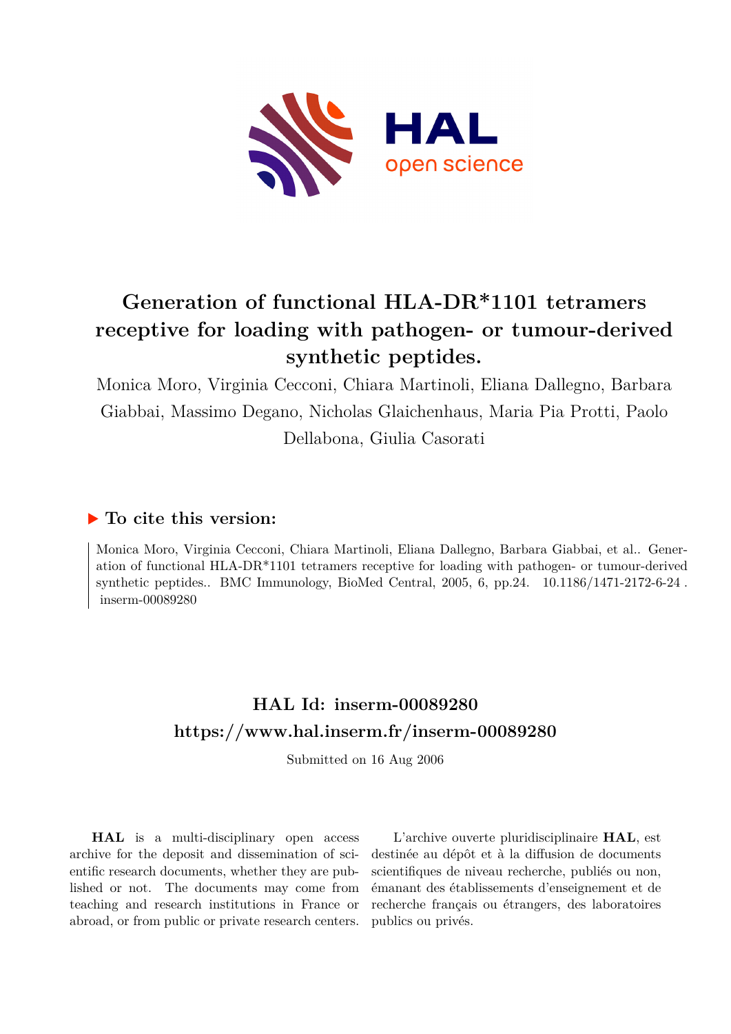# Generation of functional HLA-DR*1101 tetramers receptive for loading with pathogen- or tumour-derived synthetic peptides.

Monica Moro, Virginia Cecconi, Chiara Martinoli, Eliana Dallegno, Barbara Giabbai, Massimo Degano, Nicholas Glaichenhaus, Maria Pia Protti, Paolo Dellabona, Giulia Casorati

## ▶ To cite this version:

Monica Moro, Virginia Cecconi, Chiara Martinoli, Eliana Dallegno, Barbara Giabbai, et al.. Generation of functional HLA-DR*1101 tetramers receptive for loading with pathogen- or tumour-derived synthetic peptides.. BMC Immunology, BioMed Central, 2005, 6, pp.24. 10.1186/1471-2172-6-24 . inserm-00089280

## HAL Id: inserm-00089280

## https://www.hal.inserm.fr/inserm-00089280

Submitted on 16 Aug 2006

**HAL** is a multi-disciplinary open access archive for the deposit and dissemination of scientific research documents, whether they are published or not. The documents may come from teaching and research institutions in France or abroad, or from public or private research centers.

L'archive ouverte pluridisciplinaire **HAL**, est destinée au dépôt et à la diffusion de documents scientifiques de niveau recherche, publiés ou non, émanant des établissements d'enseignement et de recherche français ou étrangers, des laboratoires publics ou privés.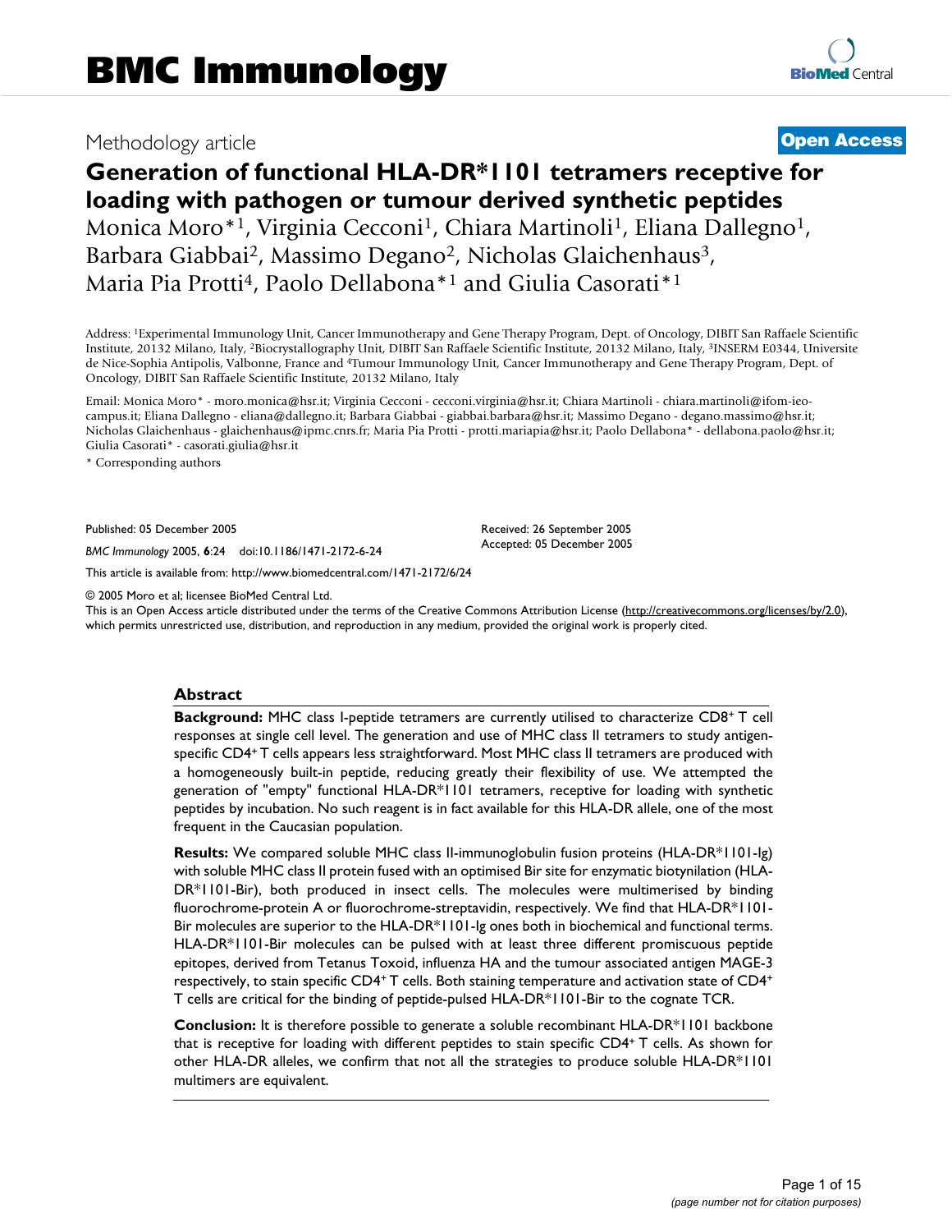# BMC Immunology

Methodology article

**Open Access**

# Generation of functional HLA-DR*1101 tetramers receptive for loading with pathogen or tumour derived synthetic peptides

Monica Moro*[1], Virginia Cecconi[1], Chiara Martinoli[1], Eliana Dallegno[1], Barbara Giabbai[2], Massimo Degano[2], Nicholas Glaichenhaus[3], Maria Pia Protti[4], Paolo Dellabona*[1] and Giulia Casorati*[1]

Address: [1]Experimental Immunology Unit, Cancer Immunotherapy and Gene Therapy Program, Dept. of Oncology, DIBIT San Raffaele Scientific Institute, 20132 Milano, Italy, [2]Biocrystallography Unit, DIBIT San Raffaele Scientific Institute, 20132 Milano, Italy, [3]INSERM E0344, Universite de Nice-Sophia Antipolis, Valbonne, France and [4]Tumour Immunology Unit, Cancer Immunotherapy and Gene Therapy Program, Dept. of Oncology, DIBIT San Raffaele Scientific Institute, 20132 Milano, Italy

Email: Monica Moro* - moro.monica@hsr.it; Virginia Cecconi - cecconi.virginia@hsr.it; Chiara Martinoli - chiara.martinoli@ifom-ieo-campus.it; Eliana Dallegno - eliana@dallegno.it; Barbara Giabbai - giabbai.barbara@hsr.it; Massimo Degano - degano.massimo@hsr.it; Nicholas Glaichenhaus - glaichenhaus@ipmc.cnrs.fr; Maria Pia Protti - protti.mariapia@hsr.it; Paolo Dellabona* - dellabona.paolo@hsr.it; Giulia Casorati* - casorati.giulia@hsr.it

\* Corresponding authors

Published: 05 December 2005

*BMC Immunology* 2005, **6**:24 doi:10.1186/1471-2172-6-24

Received: 26 September 2005
Accepted: 05 December 2005

This article is available from: http://www.biomedcentral.com/1471-2172/6/24

© 2005 Moro et al; licensee BioMed Central Ltd.
This is an Open Access article distributed under the terms of the Creative Commons Attribution License (http://creativecommons.org/licenses/by/2.0), which permits unrestricted use, distribution, and reproduction in any medium, provided the original work is properly cited.

## Abstract

**Background:** MHC class I-peptide tetramers are currently utilised to characterize CD8+ T cell responses at single cell level. The generation and use of MHC class II tetramers to study antigen-specific CD4+ T cells appears less straightforward. Most MHC class II tetramers are produced with a homogeneously built-in peptide, reducing greatly their flexibility of use. We attempted the generation of "empty" functional HLA-DR*1101 tetramers, receptive for loading with synthetic peptides by incubation. No such reagent is in fact available for this HLA-DR allele, one of the most frequent in the Caucasian population.

**Results:** We compared soluble MHC class II-immunoglobulin fusion proteins (HLA-DR*1101-Ig) with soluble MHC class II protein fused with an optimised Bir site for enzymatic biotynilation (HLA-DR*1101-Bir), both produced in insect cells. The molecules were multimerised by binding fluorochrome-protein A or fluorochrome-streptavidin, respectively. We find that HLA-DR*1101-Bir molecules are superior to the HLA-DR*1101-Ig ones both in biochemical and functional terms. HLA-DR*1101-Bir molecules can be pulsed with at least three different promiscuous peptide epitopes, derived from Tetanus Toxoid, influenza HA and the tumour associated antigen MAGE-3 respectively, to stain specific CD4+ T cells. Both staining temperature and activation state of CD4+ T cells are critical for the binding of peptide-pulsed HLA-DR*1101-Bir to the cognate TCR.

**Conclusion:** It is therefore possible to generate a soluble recombinant HLA-DR*1101 backbone that is receptive for loading with different peptides to stain specific CD4+ T cells. As shown for other HLA-DR alleles, we confirm that not all the strategies to produce soluble HLA-DR*1101 multimers are equivalent.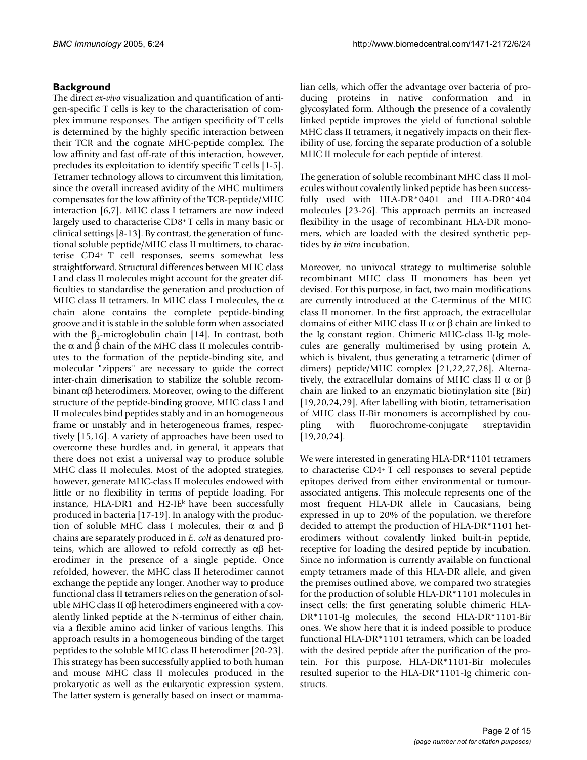## Background

The direct *ex-vivo* visualization and quantification of antigen-specific T cells is key to the characterisation of complex immune responses. The antigen specificity of T cells is determined by the highly specific interaction between their TCR and the cognate MHC-peptide complex. The low affinity and fast off-rate of this interaction, however, precludes its exploitation to identify specific T cells [1-5]. Tetramer technology allows to circumvent this limitation, since the overall increased avidity of the MHC multimers compensates for the low affinity of the TCR-peptide/MHC interaction [6,7]. MHC class I tetramers are now indeed largely used to characterise CD8+ T cells in many basic or clinical settings [8-13]. By contrast, the generation of functional soluble peptide/MHC class II multimers, to characterise CD4+ T cell responses, seems somewhat less straightforward. Structural differences between MHC class I and class II molecules might account for the greater difficulties to standardise the generation and production of MHC class II tetramers. In MHC class I molecules, the α chain alone contains the complete peptide-binding groove and it is stable in the soluble form when associated with the $\beta_2$-microglobulin chain [14]. In contrast, both the α and β chain of the MHC class II molecules contributes to the formation of the peptide-binding site, and molecular "zippers" are necessary to guide the correct inter-chain dimerisation to stabilize the soluble recombinant αβ heterodimers. Moreover, owing to the different structure of the peptide-binding groove, MHC class I and II molecules bind peptides stably and in an homogeneous frame or unstably and in heterogeneous frames, respectively [15,16]. A variety of approaches have been used to overcome these hurdles and, in general, it appears that there does not exist a universal way to produce soluble MHC class II molecules. Most of the adopted strategies, however, generate MHC-class II molecules endowed with little or no flexibility in terms of peptide loading. For instance, HLA-DR1 and H2-IE$^k$ have been successfully produced in bacteria [17-19]. In analogy with the production of soluble MHC class I molecules, their α and β chains are separately produced in *E. coli* as denatured proteins, which are allowed to refold correctly as αβ heterodimer in the presence of a single peptide. Once refolded, however, the MHC class II heterodimer cannot exchange the peptide any longer. Another way to produce functional class II tetramers relies on the generation of soluble MHC class II αβ heterodimers engineered with a covalently linked peptide at the N-terminus of either chain, via a flexible amino acid linker of various lengths. This approach results in a homogeneous binding of the target peptides to the soluble MHC class II heterodimer [20-23]. This strategy has been successfully applied to both human and mouse MHC class II molecules produced in the prokaryotic as well as the eukaryotic expression system. The latter system is generally based on insect or mammalian cells, which offer the advantage over bacteria of producing proteins in native conformation and in glycosylated form. Although the presence of a covalently linked peptide improves the yield of functional soluble MHC class II tetramers, it negatively impacts on their flexibility of use, forcing the separate production of a soluble MHC II molecule for each peptide of interest.

The generation of soluble recombinant MHC class II molecules without covalently linked peptide has been successfully used with HLA-DR*0401 and HLA-DR0*404 molecules [23-26]. This approach permits an increased flexibility in the usage of recombinant HLA-DR monomers, which are loaded with the desired synthetic peptides by *in vitro* incubation.

Moreover, no univocal strategy to multimerise soluble recombinant MHC class II monomers has been yet devised. For this purpose, in fact, two main modifications are currently introduced at the C-terminus of the MHC class II monomer. In the first approach, the extracellular domains of either MHC class II α or β chain are linked to the Ig constant region. Chimeric MHC-class II-Ig molecules are generally multimerised by using protein A, which is bivalent, thus generating a tetrameric (dimer of dimers) peptide/MHC complex [21,22,27,28]. Alternatively, the extracellular domains of MHC class II α or β chain are linked to an enzymatic biotinylation site (Bir) [19,20,24,29]. After labelling with biotin, tetramerisation of MHC class II-Bir monomers is accomplished by coupling with fluorochrome-conjugate streptavidin [19,20,24].

We were interested in generating HLA-DR*1101 tetramers to characterise CD4+ T cell responses to several peptide epitopes derived from either environmental or tumour-associated antigens. This molecule represents one of the most frequent HLA-DR allele in Caucasians, being expressed in up to 20% of the population, we therefore decided to attempt the production of HLA-DR*1101 heterodimers without covalently linked built-in peptide, receptive for loading the desired peptide by incubation. Since no information is currently available on functional empty tetramers made of this HLA-DR allele, and given the premises outlined above, we compared two strategies for the production of soluble HLA-DR*1101 molecules in insect cells: the first generating soluble chimeric HLA-DR*1101-Ig molecules, the second HLA-DR*1101-Bir ones. We show here that it is indeed possible to produce functional HLA-DR*1101 tetramers, which can be loaded with the desired peptide after the purification of the protein. For this purpose, HLA-DR*1101-Bir molecules resulted superior to the HLA-DR*1101-Ig chimeric constructs.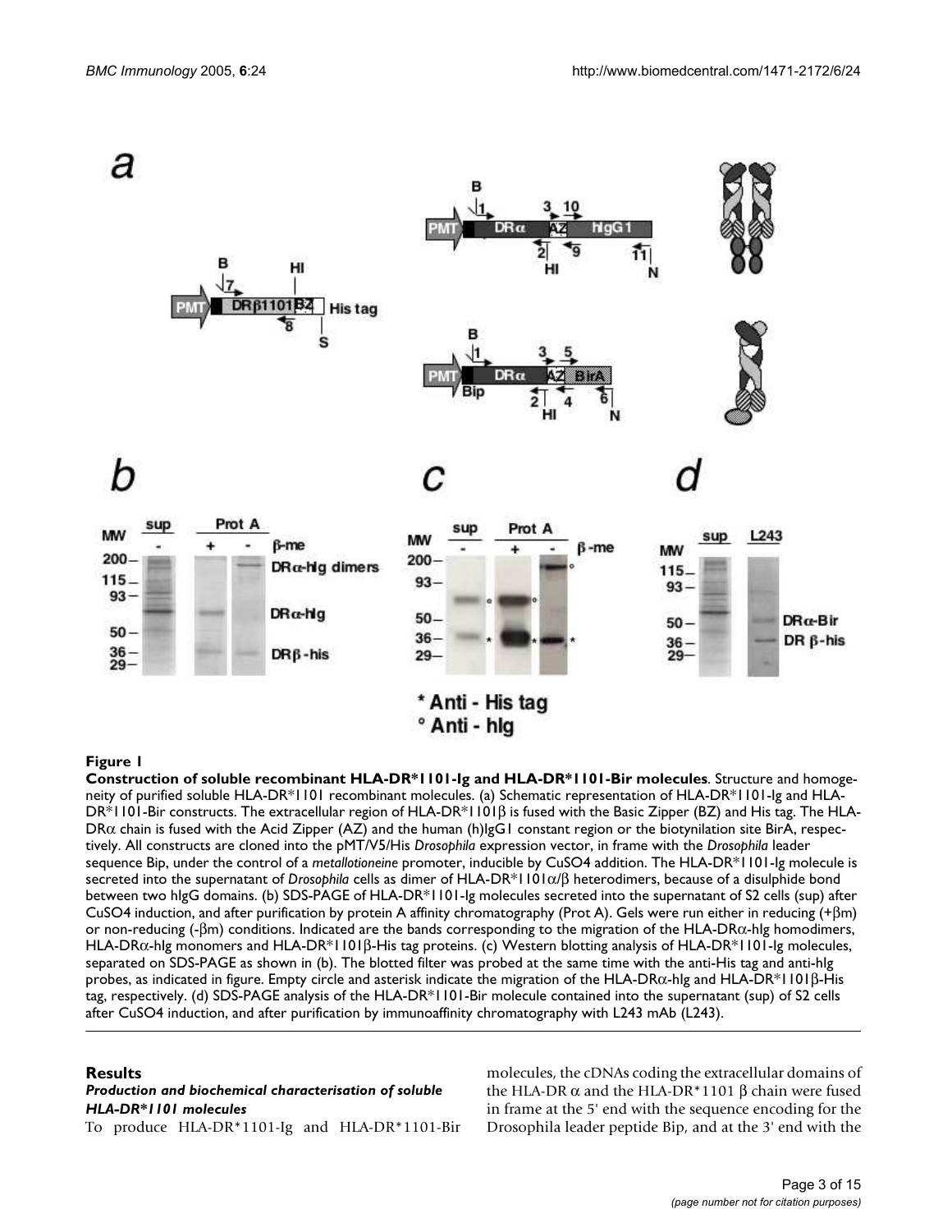**Figure 1**

**Construction of soluble recombinant HLA-DR*1101-Ig and HLA-DR*1101-Bir molecules**. Structure and homogeneity of purified soluble HLA-DR*1101 recombinant molecules. (a) Schematic representation of HLA-DR*1101-Ig and HLA-DR*1101-Bir constructs. The extracellular region of HLA-DR*1101β is fused with the Basic Zipper (BZ) and His tag. The HLA-DRα chain is fused with the Acid Zipper (AZ) and the human (h)IgG1 constant region or the biotynilation site BirA, respectively. All constructs are cloned into the pMT/V5/His *Drosophila* expression vector, in frame with the *Drosophila* leader sequence Bip, under the control of a *metallotioneine* promoter, inducible by CuSO4 addition. The HLA-DR*1101-Ig molecule is secreted into the supernatant of *Drosophila* cells as dimer of HLA-DR*1101α/β heterodimers, because of a disulphide bond between two hIgG domains. (b) SDS-PAGE of HLA-DR*1101-Ig molecules secreted into the supernatant of S2 cells (sup) after CuSO4 induction, and after purification by protein A affinity chromatography (Prot A). Gels were run either in reducing (+βm) or non-reducing (-βm) conditions. Indicated are the bands corresponding to the migration of the HLA-DRα-hIg homodimers, HLA-DRα-hIg monomers and HLA-DR*1101β-His tag proteins. (c) Western blotting analysis of HLA-DR*1101-Ig molecules, separated on SDS-PAGE as shown in (b). The blotted filter was probed at the same time with the anti-His tag and anti-hIg probes, as indicated in figure. Empty circle and asterisk indicate the migration of the HLA-DRα-hIg and HLA-DR*1101β-His tag, respectively. (d) SDS-PAGE analysis of the HLA-DR*1101-Bir molecule contained into the supernatant (sup) of S2 cells after CuSO4 induction, and after purification by immunoaffinity chromatography with L243 mAb (L243).

## Results

### *Production and biochemical characterisation of soluble HLA-DR*1101 molecules*

To produce HLA-DR*1101-Ig and HLA-DR*1101-Bir molecules, the cDNAs coding the extracellular domains of the HLA-DR α and the HLA-DR*1101 β chain were fused in frame at the 5' end with the sequence encoding for the Drosophila leader peptide Bip, and at the 3' end with the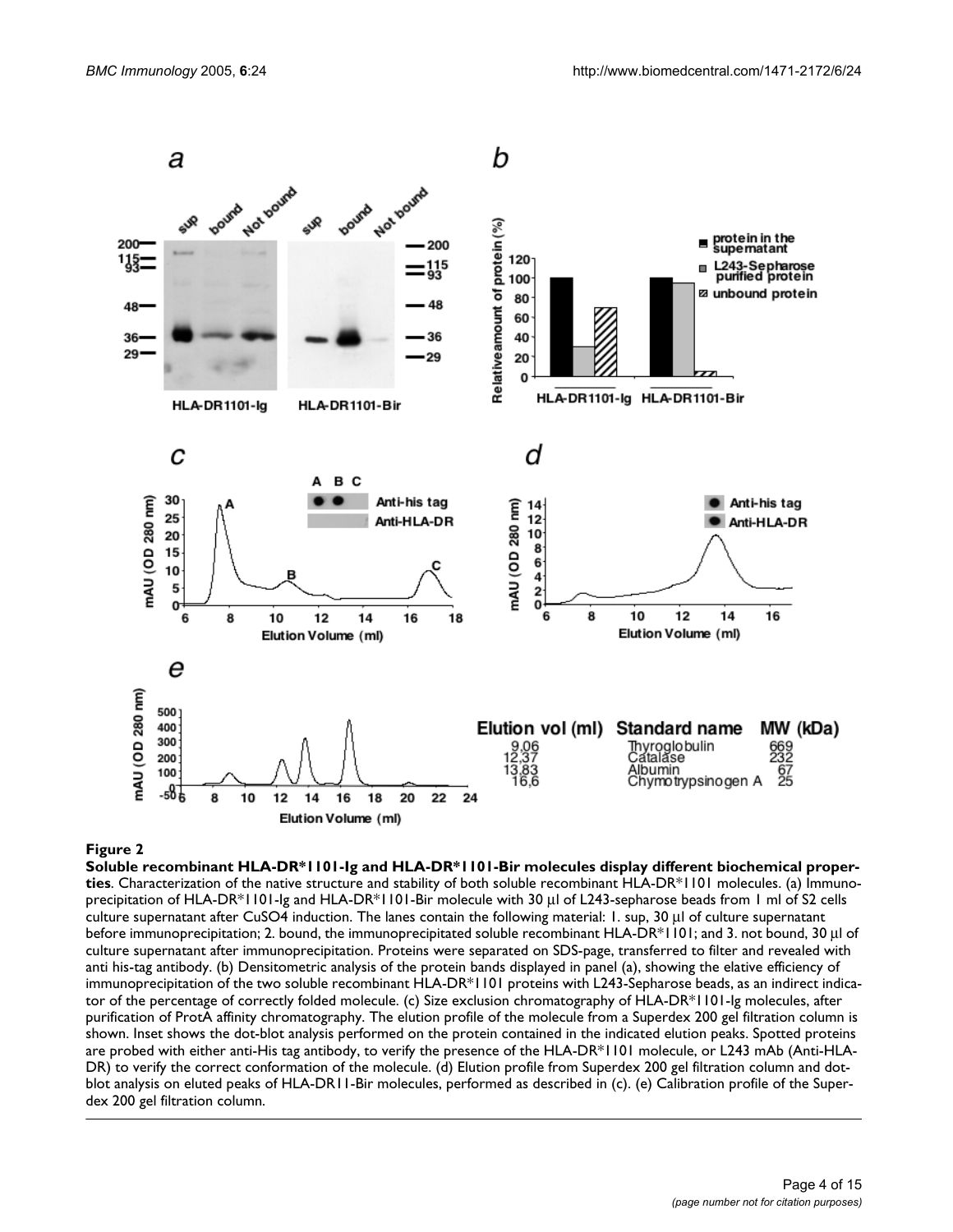**Figure 2**

**Soluble recombinant HLA-DR*1101-Ig and HLA-DR*1101-Bir molecules display different biochemical properties**. Characterization of the native structure and stability of both soluble recombinant HLA-DR*1101 molecules. (a) Immunoprecipitation of HLA-DR*1101-Ig and HLA-DR*1101-Bir molecule with 30 μl of L243-sepharose beads from 1 ml of S2 cells culture supernatant after CuSO4 induction. The lanes contain the following material: 1. sup, 30 μl of culture supernatant before immunoprecipitation; 2. bound, the immunoprecipitated soluble recombinant HLA-DR*1101; and 3. not bound, 30 μl of culture supernatant after immunoprecipitation. Proteins were separated on SDS-page, transferred to filter and revealed with anti his-tag antibody. (b) Densitometric analysis of the protein bands displayed in panel (a), showing the elative efficiency of immunoprecipitation of the two soluble recombinant HLA-DR*1101 proteins with L243-Sepharose beads, as an indirect indicator of the percentage of correctly folded molecule. (c) Size exclusion chromatography of HLA-DR*1101-Ig molecules, after purification of ProtA affinity chromatography. The elution profile of the molecule from a Superdex 200 gel filtration column is shown. Inset shows the dot-blot analysis performed on the protein contained in the indicated elution peaks. Spotted proteins are probed with either anti-His tag antibody, to verify the presence of the HLA-DR*1101 molecule, or L243 mAb (Anti-HLA-DR) to verify the correct conformation of the molecule. (d) Elution profile from Superdex 200 gel filtration column and dot-blot analysis on eluted peaks of HLA-DR11-Bir molecules, performed as described in (c). (e) Calibration profile of the Superdex 200 gel filtration column.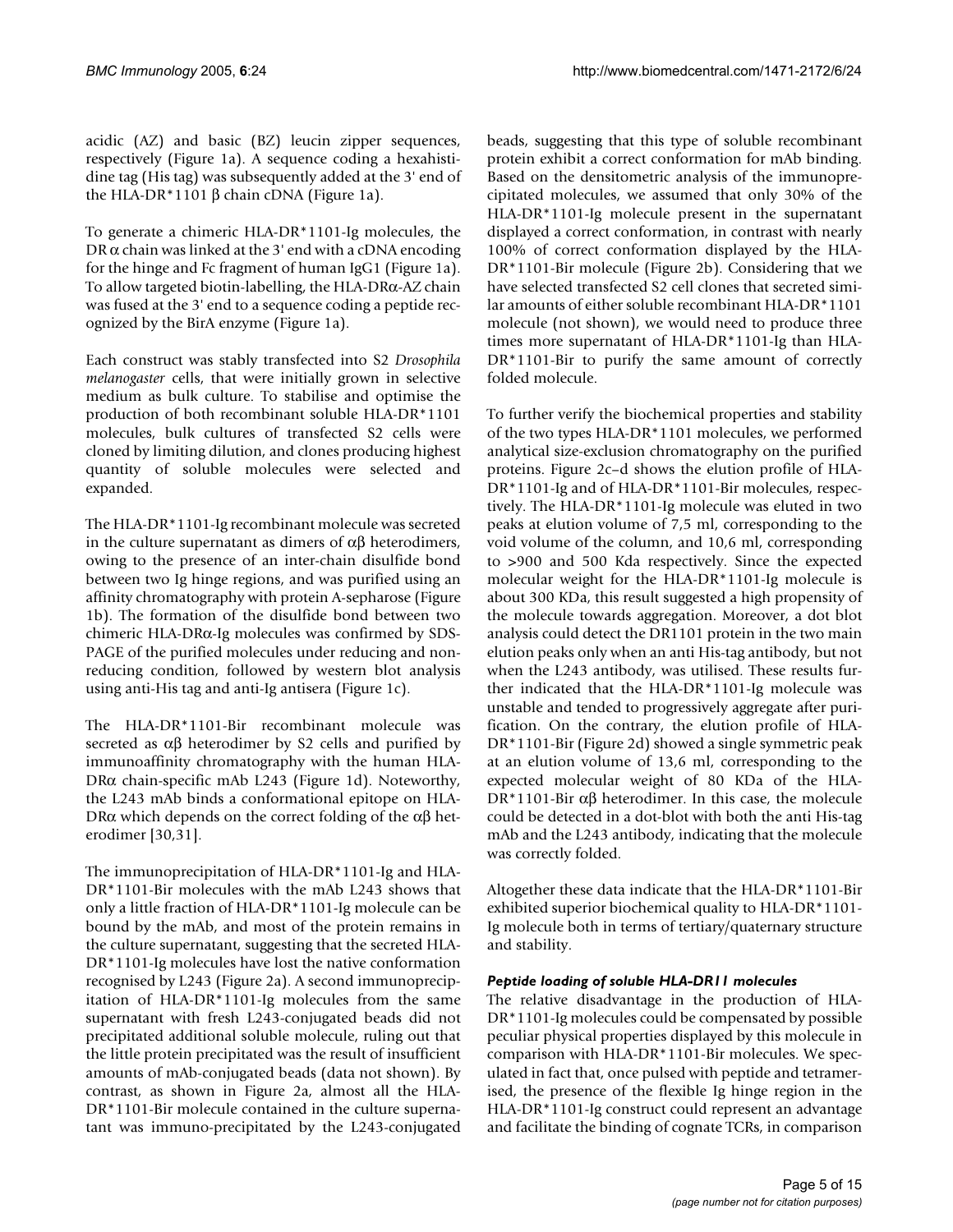acidic (AZ) and basic (BZ) leucin zipper sequences, respectively (Figure 1a). A sequence coding a hexahistidine tag (His tag) was subsequently added at the 3' end of the HLA-DR*1101 β chain cDNA (Figure 1a).

To generate a chimeric HLA-DR*1101-Ig molecules, the DR α chain was linked at the 3' end with a cDNA encoding for the hinge and Fc fragment of human IgG1 (Figure 1a). To allow targeted biotin-labelling, the HLA-DRα-AZ chain was fused at the 3' end to a sequence coding a peptide recognized by the BirA enzyme (Figure 1a).

Each construct was stably transfected into S2 *Drosophila melanogaster* cells, that were initially grown in selective medium as bulk culture. To stabilise and optimise the production of both recombinant soluble HLA-DR*1101 molecules, bulk cultures of transfected S2 cells were cloned by limiting dilution, and clones producing highest quantity of soluble molecules were selected and expanded.

The HLA-DR*1101-Ig recombinant molecule was secreted in the culture supernatant as dimers of αβ heterodimers, owing to the presence of an inter-chain disulfide bond between two Ig hinge regions, and was purified using an affinity chromatography with protein A-sepharose (Figure 1b). The formation of the disulfide bond between two chimeric HLA-DRα-Ig molecules was confirmed by SDS-PAGE of the purified molecules under reducing and non-reducing condition, followed by western blot analysis using anti-His tag and anti-Ig antisera (Figure 1c).

The HLA-DR*1101-Bir recombinant molecule was secreted as αβ heterodimer by S2 cells and purified by immunoaffinity chromatography with the human HLA-DRα chain-specific mAb L243 (Figure 1d). Noteworthy, the L243 mAb binds a conformational epitope on HLA-DRα which depends on the correct folding of the αβ heterodimer [30,31].

The immunoprecipitation of HLA-DR*1101-Ig and HLA-DR*1101-Bir molecules with the mAb L243 shows that only a little fraction of HLA-DR*1101-Ig molecule can be bound by the mAb, and most of the protein remains in the culture supernatant, suggesting that the secreted HLA-DR*1101-Ig molecules have lost the native conformation recognised by L243 (Figure 2a). A second immunoprecipitation of HLA-DR*1101-Ig molecules from the same supernatant with fresh L243-conjugated beads did not precipitated additional soluble molecule, ruling out that the little protein precipitated was the result of insufficient amounts of mAb-conjugated beads (data not shown). By contrast, as shown in Figure 2a, almost all the HLA-DR*1101-Bir molecule contained in the culture supernatant was immuno-precipitated by the L243-conjugated beads, suggesting that this type of soluble recombinant protein exhibit a correct conformation for mAb binding. Based on the densitometric analysis of the immunoprecipitated molecules, we assumed that only 30% of the HLA-DR*1101-Ig molecule present in the supernatant displayed a correct conformation, in contrast with nearly 100% of correct conformation displayed by the HLA-DR*1101-Bir molecule (Figure 2b). Considering that we have selected transfected S2 cell clones that secreted similar amounts of either soluble recombinant HLA-DR*1101 molecule (not shown), we would need to produce three times more supernatant of HLA-DR*1101-Ig than HLA-DR*1101-Bir to purify the same amount of correctly folded molecule.

To further verify the biochemical properties and stability of the two types HLA-DR*1101 molecules, we performed analytical size-exclusion chromatography on the purified proteins. Figure 2c–d shows the elution profile of HLA-DR*1101-Ig and of HLA-DR*1101-Bir molecules, respectively. The HLA-DR*1101-Ig molecule was eluted in two peaks at elution volume of 7,5 ml, corresponding to the void volume of the column, and 10,6 ml, corresponding to >900 and 500 Kda respectively. Since the expected molecular weight for the HLA-DR*1101-Ig molecule is about 300 KDa, this result suggested a high propensity of the molecule towards aggregation. Moreover, a dot blot analysis could detect the DR1101 protein in the two main elution peaks only when an anti His-tag antibody, but not when the L243 antibody, was utilised. These results further indicated that the HLA-DR*1101-Ig molecule was unstable and tended to progressively aggregate after purification. On the contrary, the elution profile of HLA-DR*1101-Bir (Figure 2d) showed a single symmetric peak at an elution volume of 13,6 ml, corresponding to the expected molecular weight of 80 KDa of the HLA-DR*1101-Bir αβ heterodimer. In this case, the molecule could be detected in a dot-blot with both the anti His-tag mAb and the L243 antibody, indicating that the molecule was correctly folded.

Altogether these data indicate that the HLA-DR*1101-Bir exhibited superior biochemical quality to HLA-DR*1101-Ig molecule both in terms of tertiary/quaternary structure and stability.

### *Peptide loading of soluble HLA-DR11 molecules*

The relative disadvantage in the production of HLA-DR*1101-Ig molecules could be compensated by possible peculiar physical properties displayed by this molecule in comparison with HLA-DR*1101-Bir molecules. We speculated in fact that, once pulsed with peptide and tetramerised, the presence of the flexible Ig hinge region in the HLA-DR*1101-Ig construct could represent an advantage and facilitate the binding of cognate TCRs, in comparison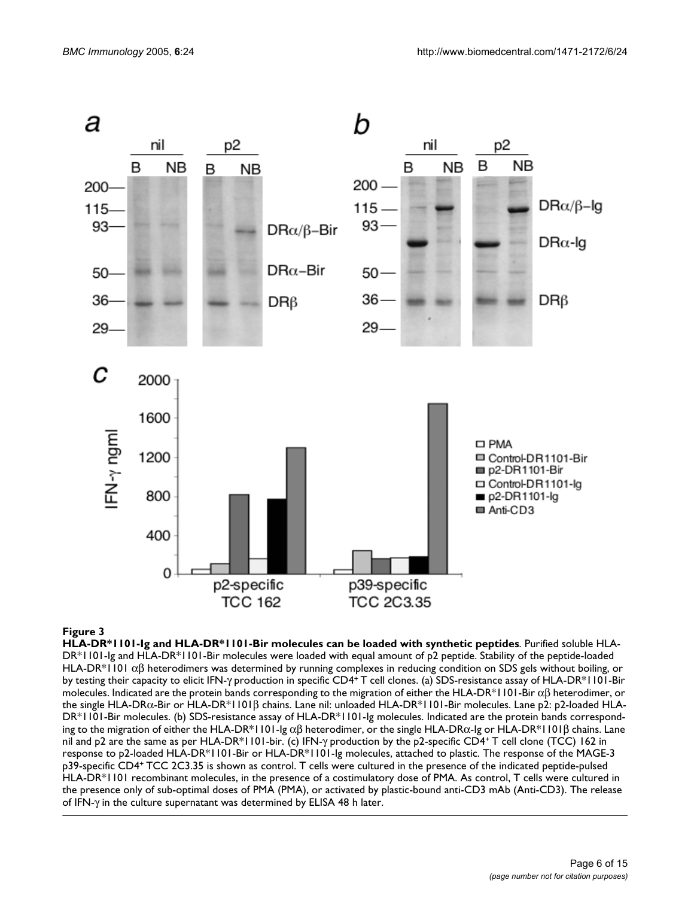**Figure 3**

**HLA-DR*1101-Ig and HLA-DR*1101-Bir molecules can be loaded with synthetic peptides**. Purified soluble HLA-DR*1101-Ig and HLA-DR*1101-Bir molecules were loaded with equal amount of p2 peptide. Stability of the peptide-loaded HLA-DR*1101 $\alpha\beta$ heterodimers was determined by running complexes in reducing condition on SDS gels without boiling, or by testing their capacity to elicit IFN-$\gamma$ production in specific CD4[+] T cell clones. (a) SDS-resistance assay of HLA-DR*1101-Bir molecules. Indicated are the protein bands corresponding to the migration of either the HLA-DR*1101-Bir $\alpha\beta$ heterodimer, or the single HLA-DR$\alpha$-Bir or HLA-DR*1101$\beta$ chains. Lane nil: unloaded HLA-DR*1101-Bir molecules. Lane p2: p2-loaded HLA-DR*1101-Bir molecules. (b) SDS-resistance assay of HLA-DR*1101-Ig molecules. Indicated are the protein bands corresponding to the migration of either the HLA-DR*1101-Ig $\alpha\beta$ heterodimer, or the single HLA-DR$\alpha$-Ig or HLA-DR*1101$\beta$ chains. Lane nil and p2 are the same as per HLA-DR*1101-bir. (c) IFN-$\gamma$ production by the p2-specific CD4[+] T cell clone (TCC) 162 in response to p2-loaded HLA-DR*1101-Bir or HLA-DR*1101-Ig molecules, attached to plastic. The response of the MAGE-3 p39-specific CD4[+] TCC 2C3.35 is shown as control. T cells were cultured in the presence of the indicated peptide-pulsed HLA-DR*1101 recombinant molecules, in the presence of a costimulatory dose of PMA. As control, T cells were cultured in the presence only of sub-optimal doses of PMA (PMA), or activated by plastic-bound anti-CD3 mAb (Anti-CD3). The release of IFN-$\gamma$ in the culture supernatant was determined by ELISA 48 h later.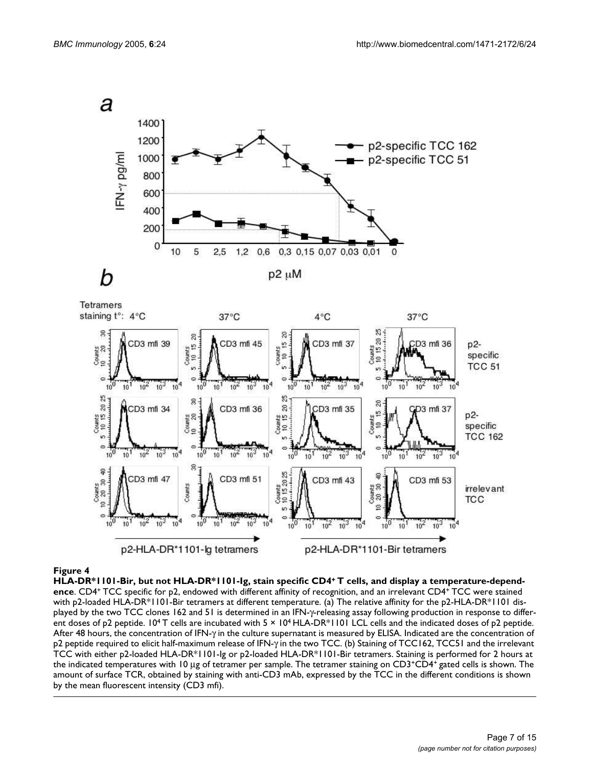**Figure 4**

**HLA-DR*1101-Bir, but not HLA-DR*1101-Ig, stain specific CD4[+] T cells, and display a temperature-dependence**. CD4[+] TCC specific for p2, endowed with different affinity of recognition, and an irrelevant CD4[+] TCC were stained with p2-loaded HLA-DR*1101-Bir tetramers at different temperature. (a) The relative affinity for the p2-HLA-DR*1101 displayed by the two TCC clones 162 and 51 is determined in an IFN-γ-releasing assay following production in response to different doses of p2 peptide. $10^4$ T cells are incubated with $5 \times 10^4$ HLA-DR*1101 LCL cells and the indicated doses of p2 peptide. After 48 hours, the concentration of IFN-γ in the culture supernatant is measured by ELISA. Indicated are the concentration of p2 peptide required to elicit half-maximum release of IFN-γ in the two TCC. (b) Staining of TCC162, TCC51 and the irrelevant TCC with either p2-loaded HLA-DR*1101-Ig or p2-loaded HLA-DR*1101-Bir tetramers. Staining is performed for 2 hours at the indicated temperatures with 10 μg of tetramer per sample. The tetramer staining on CD3[+]CD4[+] gated cells is shown. The amount of surface TCR, obtained by staining with anti-CD3 mAb, expressed by the TCC in the different conditions is shown by the mean fluorescent intensity (CD3 mfi).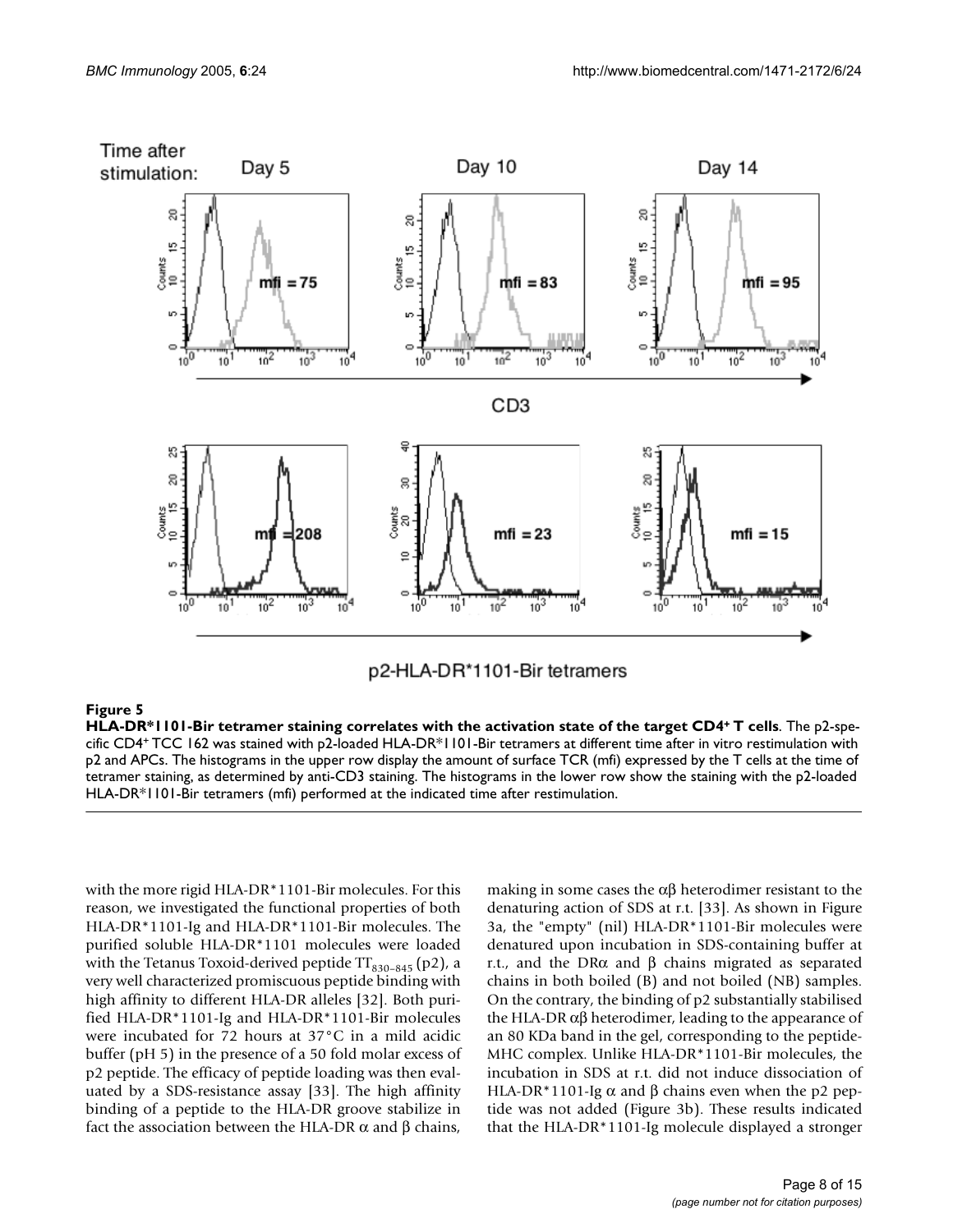**Figure 5**

**HLA-DR*1101-Bir tetramer staining correlates with the activation state of the target CD4⁺ T cells**. The p2-specific CD4⁺ TCC 162 was stained with p2-loaded HLA-DR*1101-Bir tetramers at different time after in vitro restimulation with p2 and APCs. The histograms in the upper row display the amount of surface TCR (mfi) expressed by the T cells at the time of tetramer staining, as determined by anti-CD3 staining. The histograms in the lower row show the staining with the p2-loaded HLA-DR*1101-Bir tetramers (mfi) performed at the indicated time after restimulation.

with the more rigid HLA-DR*1101-Bir molecules. For this reason, we investigated the functional properties of both HLA-DR*1101-Ig and HLA-DR*1101-Bir molecules. The purified soluble HLA-DR*1101 molecules were loaded with the Tetanus Toxoid-derived peptide $TT_{830-845}$ (p2), a very well characterized promiscuous peptide binding with high affinity to different HLA-DR alleles [32]. Both purified HLA-DR*1101-Ig and HLA-DR*1101-Bir molecules were incubated for 72 hours at 37°C in a mild acidic buffer (pH 5) in the presence of a 50 fold molar excess of p2 peptide. The efficacy of peptide loading was then evaluated by a SDS-resistance assay [33]. The high affinity binding of a peptide to the HLA-DR groove stabilize in fact the association between the HLA-DR α and β chains, making in some cases the αβ heterodimer resistant to the denaturing action of SDS at r.t. [33]. As shown in Figure 3a, the "empty" (nil) HLA-DR*1101-Bir molecules were denatured upon incubation in SDS-containing buffer at r.t., and the DRα and β chains migrated as separated chains in both boiled (B) and not boiled (NB) samples. On the contrary, the binding of p2 substantially stabilised the HLA-DR αβ heterodimer, leading to the appearance of an 80 KDa band in the gel, corresponding to the peptide-MHC complex. Unlike HLA-DR*1101-Bir molecules, the incubation in SDS at r.t. did not induce dissociation of HLA-DR*1101-Ig α and β chains even when the p2 peptide was not added (Figure 3b). These results indicated that the HLA-DR*1101-Ig molecule displayed a stronger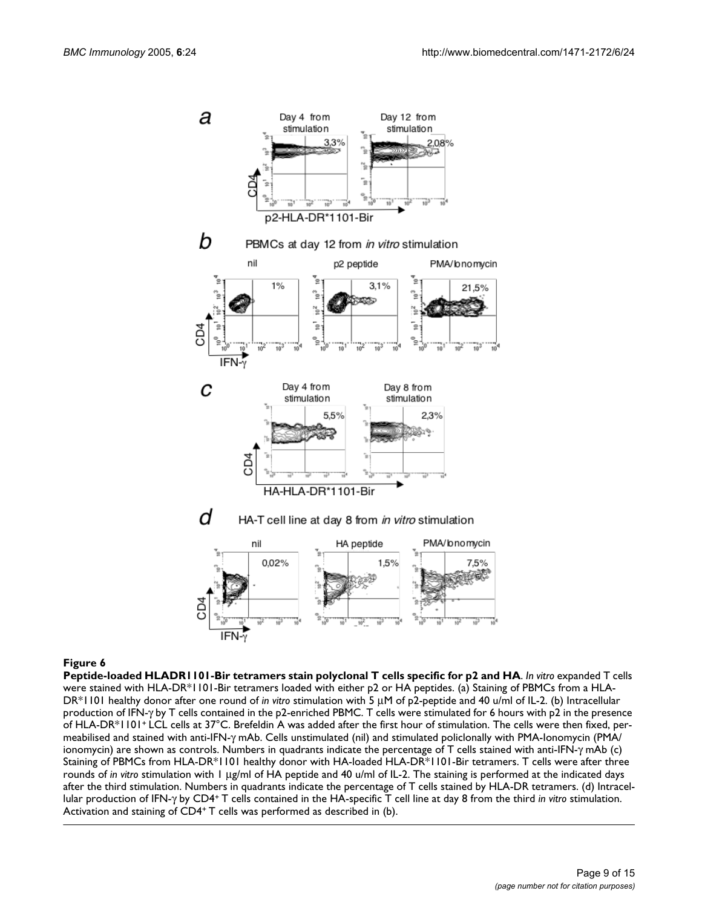**Figure 6**

**Peptide-loaded HLADR1101-Bir tetramers stain polyclonal T cells specific for p2 and HA**. *In vitro* expanded T cells were stained with HLA-DR*1101-Bir tetramers loaded with either p2 or HA peptides. (a) Staining of PBMCs from a HLA-DR*1101 healthy donor after one round of *in vitro* stimulation with 5 μM of p2-peptide and 40 u/ml of IL-2. (b) Intracellular production of IFN-γ by T cells contained in the p2-enriched PBMC. T cells were stimulated for 6 hours with p2 in the presence of HLA-DR*1101[+] LCL cells at 37°C. Brefeldin A was added after the first hour of stimulation. The cells were then fixed, permeabilised and stained with anti-IFN-γ mAb. Cells unstimulated (nil) and stimulated policlonally with PMA-Ionomycin (PMA/ionomycin) are shown as controls. Numbers in quadrants indicate the percentage of T cells stained with anti-IFN-γ mAb (c) Staining of PBMCs from HLA-DR*1101 healthy donor with HA-loaded HLA-DR*1101-Bir tetramers. T cells were after three rounds of *in vitro* stimulation with 1 μg/ml of HA peptide and 40 u/ml of IL-2. The staining is performed at the indicated days after the third stimulation. Numbers in quadrants indicate the percentage of T cells stained by HLA-DR tetramers. (d) Intracellular production of IFN-γ by CD4[+] T cells contained in the HA-specific T cell line at day 8 from the third *in vitro* stimulation. Activation and staining of CD4[+] T cells was performed as described in (b).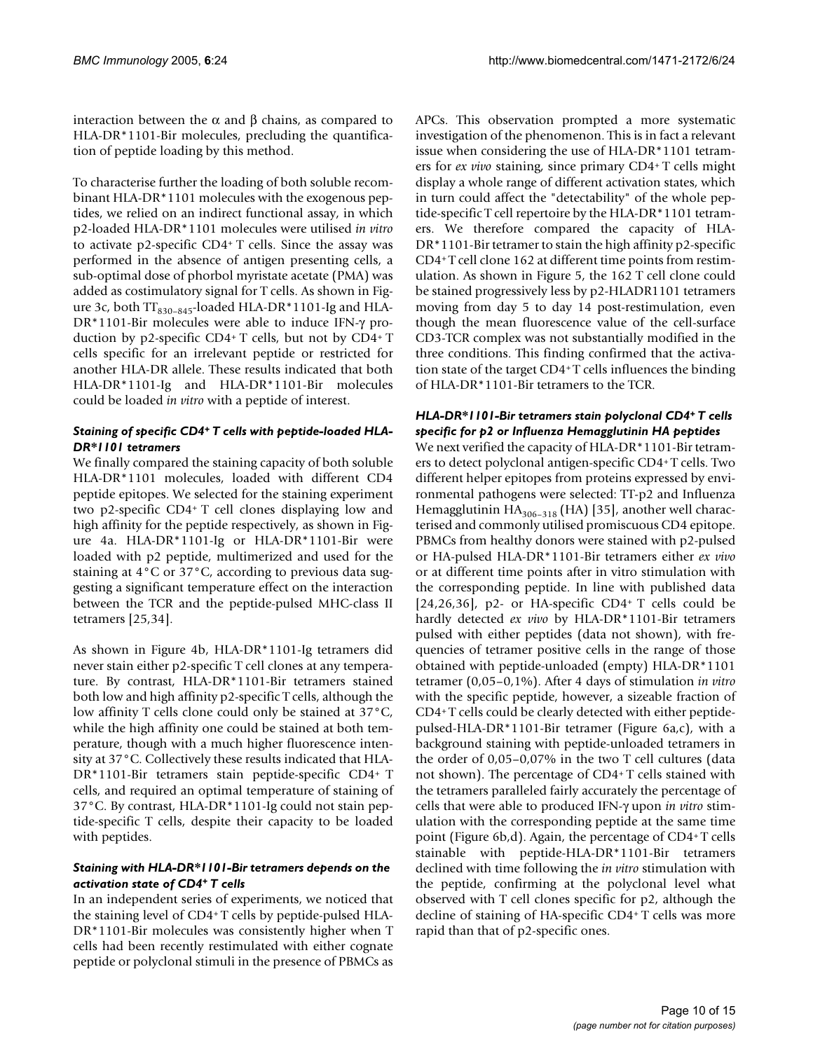interaction between the α and β chains, as compared to HLA-DR*1101-Bir molecules, precluding the quantification of peptide loading by this method.

To characterise further the loading of both soluble recombinant HLA-DR*1101 molecules with the exogenous peptides, we relied on an indirect functional assay, in which p2-loaded HLA-DR*1101 molecules were utilised *in vitro* to activate p2-specific $CD4^+$ T cells. Since the assay was performed in the absence of antigen presenting cells, a sub-optimal dose of phorbol myristate acetate (PMA) was added as costimulatory signal for T cells. As shown in Figure 3c, both $TT_{830-845}$-loaded HLA-DR*1101-Ig and HLA-DR*1101-Bir molecules were able to induce IFN-γ production by p2-specific $CD4^+$ T cells, but not by $CD4^+$ T cells specific for an irrelevant peptide or restricted for another HLA-DR allele. These results indicated that both HLA-DR*1101-Ig and HLA-DR*1101-Bir molecules could be loaded *in vitro* with a peptide of interest.

### *Staining of specific $CD4^+$ T cells with peptide-loaded HLA-DR*1101 tetramers*

We finally compared the staining capacity of both soluble HLA-DR*1101 molecules, loaded with different CD4 peptide epitopes. We selected for the staining experiment two p2-specific $CD4^+$ T cell clones displaying low and high affinity for the peptide respectively, as shown in Figure 4a. HLA-DR*1101-Ig or HLA-DR*1101-Bir were loaded with p2 peptide, multimerized and used for the staining at 4°C or 37°C, according to previous data suggesting a significant temperature effect on the interaction between the TCR and the peptide-pulsed MHC-class II tetramers [25,34].

As shown in Figure 4b, HLA-DR*1101-Ig tetramers did never stain either p2-specific T cell clones at any temperature. By contrast, HLA-DR*1101-Bir tetramers stained both low and high affinity p2-specific T cells, although the low affinity T cells clone could only be stained at 37°C, while the high affinity one could be stained at both temperature, though with a much higher fluorescence intensity at 37°C. Collectively these results indicated that HLA-DR*1101-Bir tetramers stain peptide-specific $CD4^+$ T cells, and required an optimal temperature of staining of 37°C. By contrast, HLA-DR*1101-Ig could not stain peptide-specific T cells, despite their capacity to be loaded with peptides.

### *Staining with HLA-DR*1101-Bir tetramers depends on the activation state of $CD4^+$ T cells*

In an independent series of experiments, we noticed that the staining level of $CD4^+$ T cells by peptide-pulsed HLA-DR*1101-Bir molecules was consistently higher when T cells had been recently restimulated with either cognate peptide or polyclonal stimuli in the presence of PBMCs as APCs. This observation prompted a more systematic investigation of the phenomenon. This is in fact a relevant issue when considering the use of HLA-DR*1101 tetramers for *ex vivo* staining, since primary $CD4^+$ T cells might display a whole range of different activation states, which in turn could affect the "detectability" of the whole peptide-specific T cell repertoire by the HLA-DR*1101 tetramers. We therefore compared the capacity of HLA-DR*1101-Bir tetramer to stain the high affinity p2-specific $CD4^+$ T cell clone 162 at different time points from restimulation. As shown in Figure 5, the 162 T cell clone could be stained progressively less by p2-HLADR1101 tetramers moving from day 5 to day 14 post-restimulation, even though the mean fluorescence value of the cell-surface CD3-TCR complex was not substantially modified in the three conditions. This finding confirmed that the activation state of the target $CD4^+$ T cells influences the binding of HLA-DR*1101-Bir tetramers to the TCR.

### *HLA-DR*1101-Bir tetramers stain polyclonal $CD4^+$ T cells specific for p2 or Influenza Hemagglutinin HA peptides*

We next verified the capacity of HLA-DR*1101-Bir tetramers to detect polyclonal antigen-specific $CD4^+$ T cells. Two different helper epitopes from proteins expressed by environmental pathogens were selected: TT-p2 and Influenza Hemagglutinin $HA_{306-318}$ (HA) [35], another well characterised and commonly utilised promiscuous CD4 epitope. PBMCs from healthy donors were stained with p2-pulsed or HA-pulsed HLA-DR*1101-Bir tetramers either *ex vivo* or at different time points after in vitro stimulation with the corresponding peptide. In line with published data [24,26,36], p2- or HA-specific $CD4^+$ T cells could be hardly detected *ex vivo* by HLA-DR*1101-Bir tetramers pulsed with either peptides (data not shown), with frequencies of tetramer positive cells in the range of those obtained with peptide-unloaded (empty) HLA-DR*1101 tetramer (0,05–0,1%). After 4 days of stimulation *in vitro* with the specific peptide, however, a sizeable fraction of $CD4^+$ T cells could be clearly detected with either peptide-pulsed-HLA-DR*1101-Bir tetramer (Figure 6a,c), with a background staining with peptide-unloaded tetramers in the order of 0,05–0,07% in the two T cell cultures (data not shown). The percentage of $CD4^+$ T cells stained with the tetramers paralleled fairly accurately the percentage of cells that were able to produced IFN-γ upon *in vitro* stimulation with the corresponding peptide at the same time point (Figure 6b,d). Again, the percentage of $CD4^+$ T cells stainable with peptide-HLA-DR*1101-Bir tetramers declined with time following the *in vitro* stimulation with the peptide, confirming at the polyclonal level what observed with T cell clones specific for p2, although the decline of staining of HA-specific $CD4^+$ T cells was more rapid than that of p2-specific ones.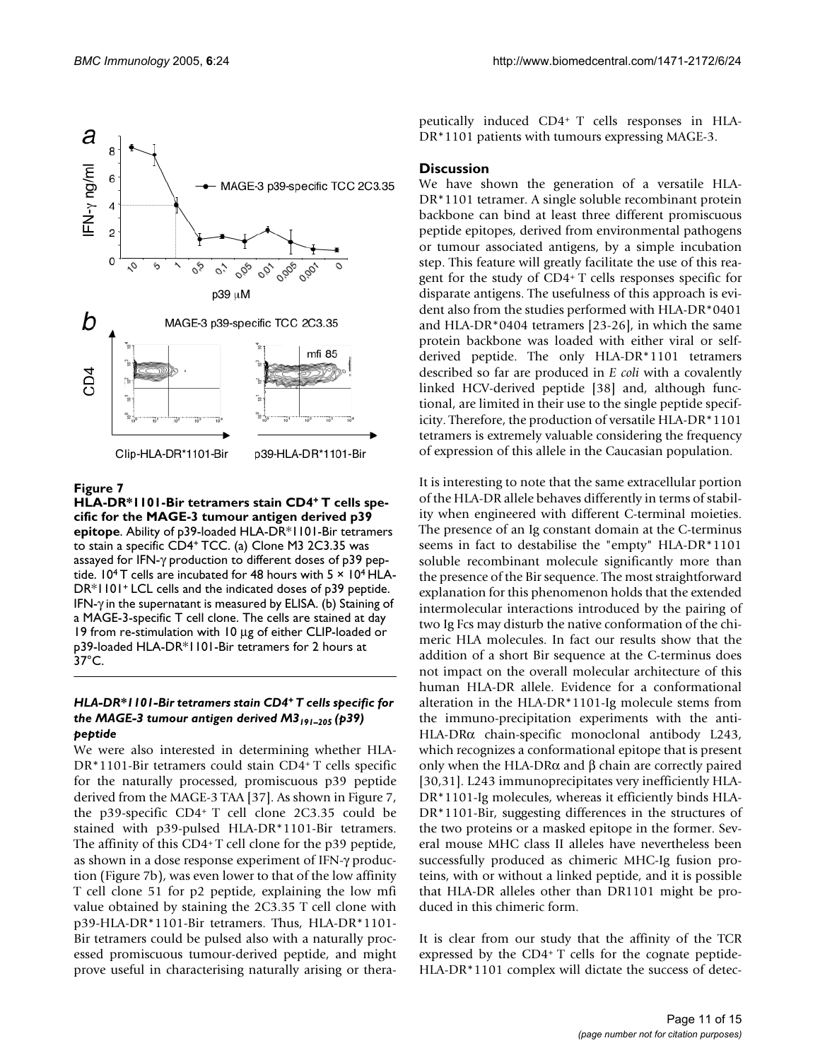**Figure 7**

**HLA-DR*1101-Bir tetramers stain CD4+ T cells specific for the MAGE-3 tumour antigen derived p39 epitope**. Ability of p39-loaded HLA-DR*1101-Bir tetramers to stain a specific CD4+ TCC. (a) Clone M3 2C3.35 was assayed for IFN-γ production to different doses of p39 peptide. $10^4$ T cells are incubated for 48 hours with $5 \times 10^4$ HLA-DR*1101+ LCL cells and the indicated doses of p39 peptide. IFN-γ in the supernatant is measured by ELISA. (b) Staining of a MAGE-3-specific T cell clone. The cells are stained at day 19 from re-stimulation with 10 μg of either CLIP-loaded or p39-loaded HLA-DR*1101-Bir tetramers for 2 hours at 37°C.

### *HLA-DR*1101-Bir tetramers stain CD4+ T cells specific for the MAGE-3 tumour antigen derived M3$_{191-205}$ (p39) peptide*

We were also interested in determining whether HLA-DR*1101-Bir tetramers could stain CD4+ T cells specific for the naturally processed, promiscuous p39 peptide derived from the MAGE-3 TAA [37]. As shown in Figure 7, the p39-specific CD4+ T cell clone 2C3.35 could be stained with p39-pulsed HLA-DR*1101-Bir tetramers. The affinity of this CD4+ T cell clone for the p39 peptide, as shown in a dose response experiment of IFN-γ production (Figure 7b), was even lower to that of the low affinity T cell clone 51 for p2 peptide, explaining the low mfi value obtained by staining the 2C3.35 T cell clone with p39-HLA-DR*1101-Bir tetramers. Thus, HLA-DR*1101-Bir tetramers could be pulsed also with a naturally processed promiscuous tumour-derived peptide, and might prove useful in characterising naturally arising or therapeutically induced CD4+ T cells responses in HLA-DR*1101 patients with tumours expressing MAGE-3.

## Discussion

We have shown the generation of a versatile HLA-DR*1101 tetramer. A single soluble recombinant protein backbone can bind at least three different promiscuous peptide epitopes, derived from environmental pathogens or tumour associated antigens, by a simple incubation step. This feature will greatly facilitate the use of this reagent for the study of CD4+ T cells responses specific for disparate antigens. The usefulness of this approach is evident also from the studies performed with HLA-DR*0401 and HLA-DR*0404 tetramers [23-26], in which the same protein backbone was loaded with either viral or self-derived peptide. The only HLA-DR*1101 tetramers described so far are produced in *E coli* with a covalently linked HCV-derived peptide [38] and, although functional, are limited in their use to the single peptide specificity. Therefore, the production of versatile HLA-DR*1101 tetramers is extremely valuable considering the frequency of expression of this allele in the Caucasian population.

It is interesting to note that the same extracellular portion of the HLA-DR allele behaves differently in terms of stability when engineered with different C-terminal moieties. The presence of an Ig constant domain at the C-terminus seems in fact to destabilise the "empty" HLA-DR*1101 soluble recombinant molecule significantly more than the presence of the Bir sequence. The most straightforward explanation for this phenomenon holds that the extended intermolecular interactions introduced by the pairing of two Ig Fcs may disturb the native conformation of the chimeric HLA molecules. In fact our results show that the addition of a short Bir sequence at the C-terminus does not impact on the overall molecular architecture of this human HLA-DR allele. Evidence for a conformational alteration in the HLA-DR*1101-Ig molecule stems from the immuno-precipitation experiments with the anti-HLA-DRα chain-specific monoclonal antibody L243, which recognizes a conformational epitope that is present only when the HLA-DRα and β chain are correctly paired [30,31]. L243 immunoprecipitates very inefficiently HLA-DR*1101-Ig molecules, whereas it efficiently binds HLA-DR*1101-Bir, suggesting differences in the structures of the two proteins or a masked epitope in the former. Several mouse MHC class II alleles have nevertheless been successfully produced as chimeric MHC-Ig fusion proteins, with or without a linked peptide, and it is possible that HLA-DR alleles other than DR1101 might be produced in this chimeric form.

It is clear from our study that the affinity of the TCR expressed by the CD4+ T cells for the cognate peptide-HLA-DR*1101 complex will dictate the success of detec-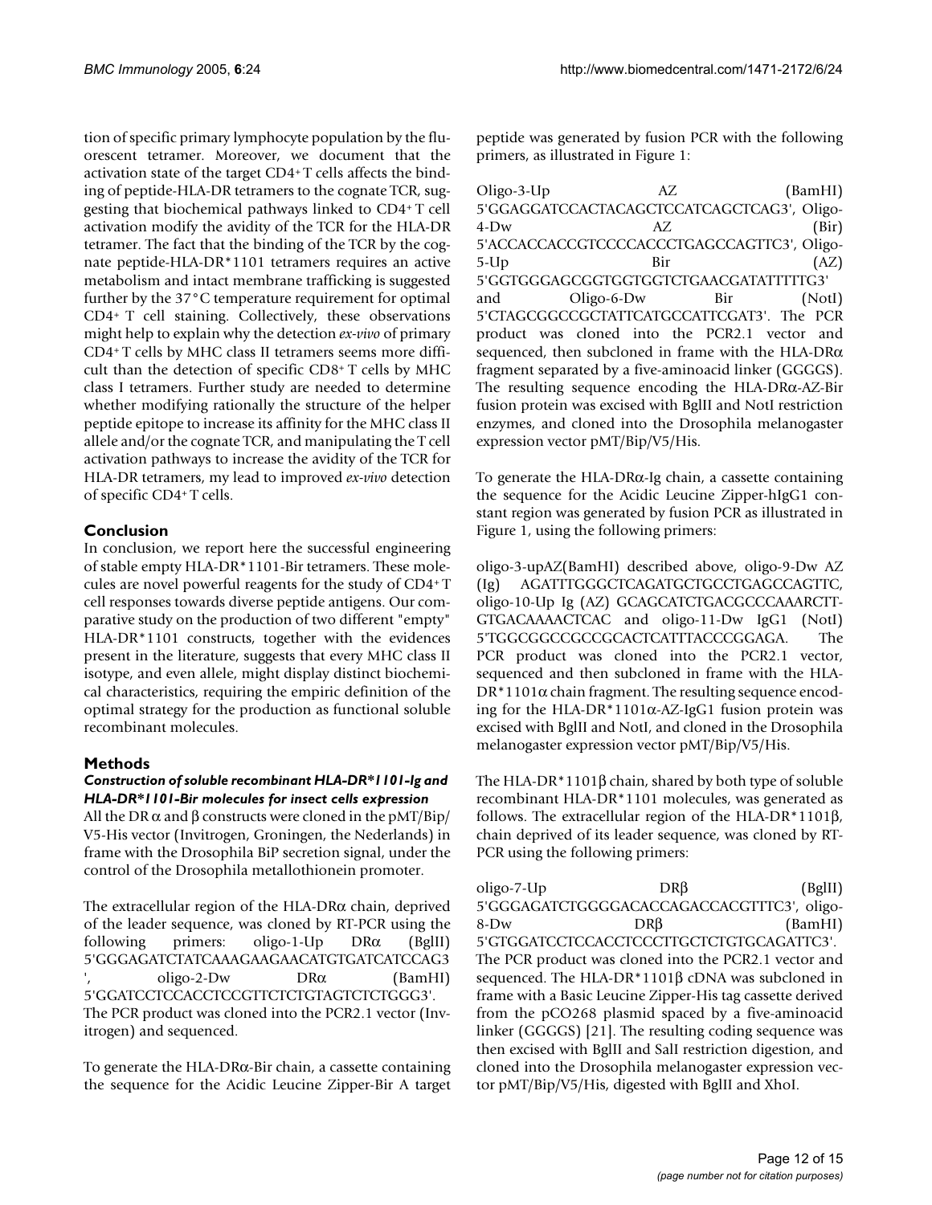tion of specific primary lymphocyte population by the fluorescent tetramer. Moreover, we document that the activation state of the target CD4+ T cells affects the binding of peptide-HLA-DR tetramers to the cognate TCR, suggesting that biochemical pathways linked to CD4+ T cell activation modify the avidity of the TCR for the HLA-DR tetramer. The fact that the binding of the TCR by the cognate peptide-HLA-DR*1101 tetramers requires an active metabolism and intact membrane trafficking is suggested further by the 37°C temperature requirement for optimal CD4+ T cell staining. Collectively, these observations might help to explain why the detection *ex-vivo* of primary CD4+ T cells by MHC class II tetramers seems more difficult than the detection of specific CD8+ T cells by MHC class I tetramers. Further study are needed to determine whether modifying rationally the structure of the helper peptide epitope to increase its affinity for the MHC class II allele and/or the cognate TCR, and manipulating the T cell activation pathways to increase the avidity of the TCR for HLA-DR tetramers, my lead to improved *ex-vivo* detection of specific CD4+ T cells.

## Conclusion

In conclusion, we report here the successful engineering of stable empty HLA-DR*1101-Bir tetramers. These molecules are novel powerful reagents for the study of CD4+ T cell responses towards diverse peptide antigens. Our comparative study on the production of two different "empty" HLA-DR*1101 constructs, together with the evidences present in the literature, suggests that every MHC class II isotype, and even allele, might display distinct biochemical characteristics, requiring the empiric definition of the optimal strategy for the production as functional soluble recombinant molecules.

## Methods

### *Construction of soluble recombinant HLA-DR*1101-Ig and HLA-DR*1101-Bir molecules for insect cells expression*

All the DR α and β constructs were cloned in the pMT/Bip/V5-His vector (Invitrogen, Groningen, the Nederlands) in frame with the Drosophila BiP secretion signal, under the control of the Drosophila metallothionein promoter.

The extracellular region of the HLA-DRα chain, deprived of the leader sequence, was cloned by RT-PCR using the following primers: oligo-1-Up DRα (BglII) 5'GGGAGATCTATCAAAGAAGAACATGTGATCATCCAG3', oligo-2-Dw DRα (BamHI) 5'GGATCCTCCACCTCCGTTCTCTGTAGTCTCTGGG3'. The PCR product was cloned into the PCR2.1 vector (Invitrogen) and sequenced.

To generate the HLA-DRα-Bir chain, a cassette containing the sequence for the Acidic Leucine Zipper-Bir A target peptide was generated by fusion PCR with the following primers, as illustrated in Figure 1:

Oligo-3-Up AZ (BamHI) 5'GGAGGATCCACTACAGCTCCATCAGCTCAG3', Oligo-4-Dw AZ (Bir) 5'ACCACCACCGTCCCCACCCTGAGCCAGTTC3', Oligo-5-Up Bir (AZ) 5'GGTGGGAGCGGTGGTGGTCTGAACGATATTTTTG3' and Oligo-6-Dw Bir (NotI) 5'CTAGCGGCCGCTATTCATGCCATTCGAT3'. The PCR product was cloned into the PCR2.1 vector and sequenced, then subcloned in frame with the HLA-DRα fragment separated by a five-aminoacid linker (GGGGS). The resulting sequence encoding the HLA-DRα-AZ-Bir fusion protein was excised with BglII and NotI restriction enzymes, and cloned into the Drosophila melanogaster expression vector pMT/Bip/V5/His.

To generate the HLA-DRα-Ig chain, a cassette containing the sequence for the Acidic Leucine Zipper-hIgG1 constant region was generated by fusion PCR as illustrated in Figure 1, using the following primers:

oligo-3-upAZ(BamHI) described above, oligo-9-Dw AZ (Ig) AGATTTGGGCTCAGATGCTGCCTGAGCCAGTTC, oligo-10-Up Ig (AZ) GCAGCATCTGACGCCCAAARCTTGTGACAAAACTCAC and oligo-11-Dw IgG1 (NotI) 5'TGGCGGCCGCCGCACTCATTTACCCGGAGA. The PCR product was cloned into the PCR2.1 vector, sequenced and then subcloned in frame with the HLA-DR*1101α chain fragment. The resulting sequence encoding for the HLA-DR*1101α-AZ-IgG1 fusion protein was excised with BglII and NotI, and cloned in the Drosophila melanogaster expression vector pMT/Bip/V5/His.

The HLA-DR*1101β chain, shared by both type of soluble recombinant HLA-DR*1101 molecules, was generated as follows. The extracellular region of the HLA-DR*1101β, chain deprived of its leader sequence, was cloned by RT-PCR using the following primers:

oligo-7-Up DRβ (BglII) 5'GGGAGATCTGGGGACACCAGACCACGTTTC3', oligo-8-Dw DRβ (BamHI) 5'GTGGATCCTCCACCTCCCTTGCTCTGTGCAGATTC3'. The PCR product was cloned into the PCR2.1 vector and sequenced. The HLA-DR*1101β cDNA was subcloned in frame with a Basic Leucine Zipper-His tag cassette derived from the pCO268 plasmid spaced by a five-aminoacid linker (GGGGS) [21]. The resulting coding sequence was then excised with BglII and SalI restriction digestion, and cloned into the Drosophila melanogaster expression vector pMT/Bip/V5/His, digested with BglII and XhoI.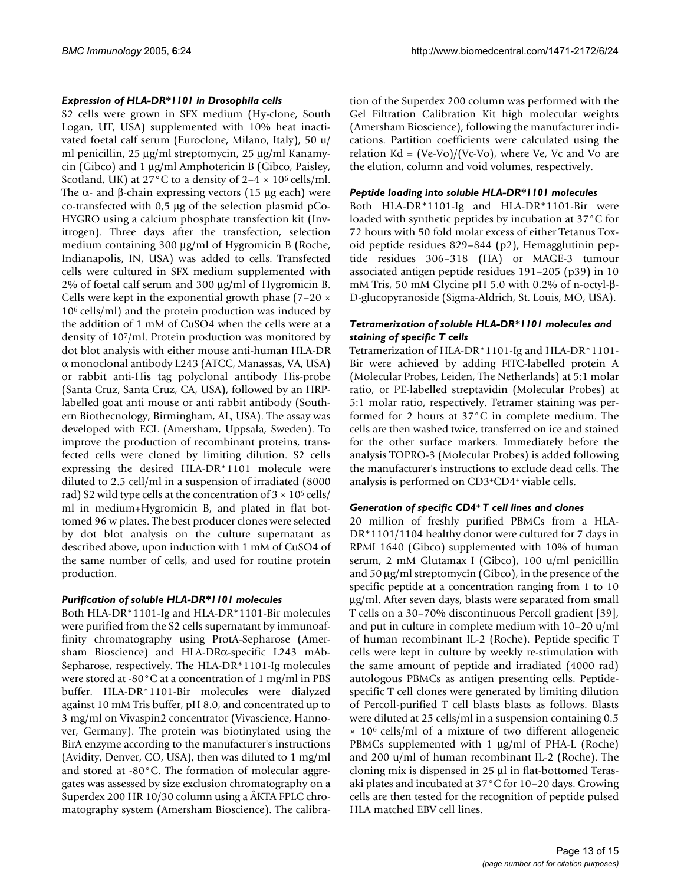### *Expression of HLA-DR*1101 in Drosophila cells*

S2 cells were grown in SFX medium (Hy-clone, South Logan, UT, USA) supplemented with 10% heat inactivated foetal calf serum (Euroclone, Milano, Italy), 50 u/ml penicillin, 25 μg/ml streptomycin, 25 μg/ml Kanamycin (Gibco) and 1 μg/ml Amphotericin B (Gibco, Paisley, Scotland, UK) at 27°C to a density of 2–4 × $10^6$ cells/ml. The α- and β-chain expressing vectors (15 μg each) were co-transfected with 0,5 μg of the selection plasmid pCo-HYGRO using a calcium phosphate transfection kit (Invitrogen). Three days after the transfection, selection medium containing 300 μg/ml of Hygromicin B (Roche, Indianapolis, IN, USA) was added to cells. Transfected cells were cultured in SFX medium supplemented with 2% of foetal calf serum and 300 μg/ml of Hygromicin B. Cells were kept in the exponential growth phase (7–20 × $10^6$ cells/ml) and the protein production was induced by the addition of 1 mM of $CuSO_4$ when the cells were at a density of $10^7$/ml. Protein production was monitored by dot blot analysis with either mouse anti-human HLA-DR α monoclonal antibody L243 (ATCC, Manassas, VA, USA) or rabbit anti-His tag polyclonal antibody His-probe (Santa Cruz, Santa Cruz, CA, USA), followed by an HRP-labelled goat anti mouse or anti rabbit antibody (Southern Biothecnology, Birmingham, AL, USA). The assay was developed with ECL (Amersham, Uppsala, Sweden). To improve the production of recombinant proteins, transfected cells were cloned by limiting dilution. S2 cells expressing the desired HLA-DR*1101 molecule were diluted to 2.5 cell/ml in a suspension of irradiated (8000 rad) S2 wild type cells at the concentration of 3 × $10^5$ cells/ml in medium+Hygromicin B, and plated in flat bottomed 96 w plates. The best producer clones were selected by dot blot analysis on the culture supernatant as described above, upon induction with 1 mM of $CuSO_4$ of the same number of cells, and used for routine protein production.

### *Purification of soluble HLA-DR*1101 molecules*

Both HLA-DR*1101-Ig and HLA-DR*1101-Bir molecules were purified from the S2 cells supernatant by immunoaffinity chromatography using ProtA-Sepharose (Amersham Bioscience) and HLA-DRα-specific L243 mAb-Sepharose, respectively. The HLA-DR*1101-Ig molecules were stored at -80°C at a concentration of 1 mg/ml in PBS buffer. HLA-DR*1101-Bir molecules were dialyzed against 10 mM Tris buffer, pH 8.0, and concentrated up to 3 mg/ml on Vivaspin2 concentrator (Vivascience, Hannover, Germany). The protein was biotinylated using the BirA enzyme according to the manufacturer's instructions (Avidity, Denver, CO, USA), then was diluted to 1 mg/ml and stored at -80°C. The formation of molecular aggregates was assessed by size exclusion chromatography on a Superdex 200 HR 10/30 column using a ÅKTA FPLC chromatography system (Amersham Bioscience). The calibration of the Superdex 200 column was performed with the Gel Filtration Calibration Kit high molecular weights (Amersham Bioscience), following the manufacturer indications. Partition coefficients were calculated using the relation $Kd = (Ve-Vo)/(Vc-Vo)$, where Ve, Vc and Vo are the elution, column and void volumes, respectively.

### *Peptide loading into soluble HLA-DR*1101 molecules*

Both HLA-DR*1101-Ig and HLA-DR*1101-Bir were loaded with synthetic peptides by incubation at 37°C for 72 hours with 50 fold molar excess of either Tetanus Toxoid peptide residues 829–844 (p2), Hemagglutinin peptide residues 306–318 (HA) or MAGE-3 tumour associated antigen peptide residues 191–205 (p39) in 10 mM Tris, 50 mM Glycine pH 5.0 with 0.2% of n-octyl-β-D-glucopyranoside (Sigma-Aldrich, St. Louis, MO, USA).

### *Tetramerization of soluble HLA-DR*1101 molecules and staining of specific T cells*

Tetramerization of HLA-DR*1101-Ig and HLA-DR*1101-Bir were achieved by adding FITC-labelled protein A (Molecular Probes, Leiden, The Netherlands) at 5:1 molar ratio, or PE-labelled streptavidin (Molecular Probes) at 5:1 molar ratio, respectively. Tetramer staining was performed for 2 hours at 37°C in complete medium. The cells are then washed twice, transferred on ice and stained for the other surface markers. Immediately before the analysis TOPRO-3 (Molecular Probes) is added following the manufacturer's instructions to exclude dead cells. The analysis is performed on $CD3^+CD4^+$ viable cells.

### *Generation of specific $CD4^+$ T cell lines and clones*

20 million of freshly purified PBMCs from a HLA-DR*1101/1104 healthy donor were cultured for 7 days in RPMI 1640 (Gibco) supplemented with 10% of human serum, 2 mM Glutamax I (Gibco), 100 u/ml penicillin and 50 μg/ml streptomycin (Gibco), in the presence of the specific peptide at a concentration ranging from 1 to 10 μg/ml. After seven days, blasts were separated from small T cells on a 30–70% discontinuous Percoll gradient [39], and put in culture in complete medium with 10–20 u/ml of human recombinant IL-2 (Roche). Peptide specific T cells were kept in culture by weekly re-stimulation with the same amount of peptide and irradiated (4000 rad) autologous PBMCs as antigen presenting cells. Peptide-specific T cell clones were generated by limiting dilution of Percoll-purified T cell blasts blasts as follows. Blasts were diluted at 25 cells/ml in a suspension containing 0.5 × $10^6$ cells/ml of a mixture of two different allogeneic PBMCs supplemented with 1 μg/ml of PHA-L (Roche) and 200 u/ml of human recombinant IL-2 (Roche). The cloning mix is dispensed in 25 μl in flat-bottomed Terasaki plates and incubated at 37°C for 10–20 days. Growing cells are then tested for the recognition of peptide pulsed HLA matched EBV cell lines.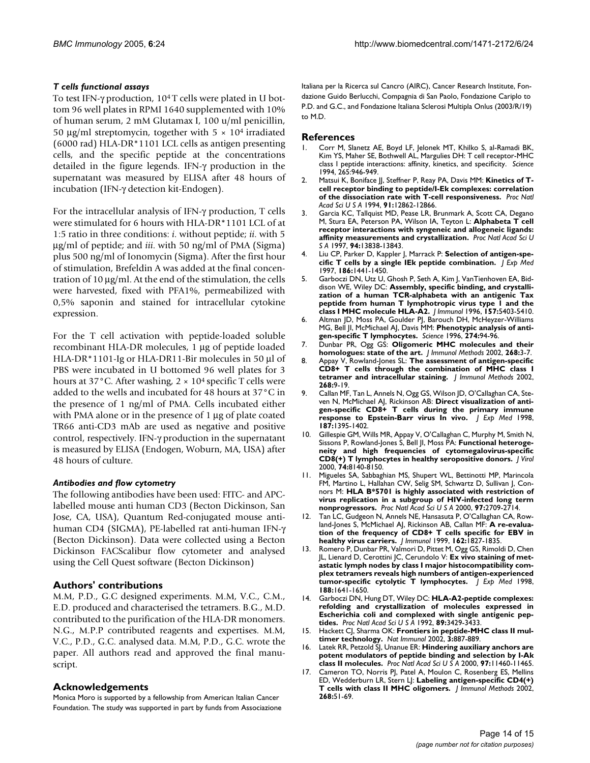### *T cells functional assays*

To test IFN-γ production, $10^4$ T cells were plated in U bottom 96 well plates in RPMI 1640 supplemented with 10% of human serum, 2 mM Glutamax I, 100 u/ml penicillin, 50 μg/ml streptomycin, together with $5 \times 10^4$ irradiated (6000 rad) HLA-DR*1101 LCL cells as antigen presenting cells, and the specific peptide at the concentrations detailed in the figure legends. IFN-γ production in the supernatant was measured by ELISA after 48 hours of incubation (IFN-γ detection kit-Endogen).

For the intracellular analysis of IFN-γ production, T cells were stimulated for 6 hours with HLA-DR*1101 LCL of at 1:5 ratio in three conditions: *i.* without peptide; *ii.* with 5 μg/ml of peptide; and *iii.* with 50 ng/ml of PMA (Sigma) plus 500 ng/ml of Ionomycin (Sigma). After the first hour of stimulation, Brefeldin A was added at the final concentration of 10 μg/ml. At the end of the stimulation, the cells were harvested, fixed with PFA1%, permeabilized with 0,5% saponin and stained for intracellular cytokine expression.

For the T cell activation with peptide-loaded soluble recombinant HLA-DR molecules, 1 μg of peptide loaded HLA-DR*1101-Ig or HLA-DR11-Bir molecules in 50 μl of PBS were incubated in U bottomed 96 well plates for 3 hours at 37°C. After washing, $2 \times 10^4$ specific T cells were added to the wells and incubated for 48 hours at 37°C in the presence of 1 ng/ml of PMA. Cells incubated either with PMA alone or in the presence of 1 μg of plate coated TR66 anti-CD3 mAb are used as negative and positive control, respectively. IFN-γ production in the supernatant is measured by ELISA (Endogen, Woburn, MA, USA) after 48 hours of culture.

### *Antibodies and flow cytometry*

The following antibodies have been used: FITC- and APC-labelled mouse anti human CD3 (Becton Dickinson, San Jose, CA, USA), Quantum Red-conjugated mouse anti-human CD4 (SIGMA), PE-labelled rat anti-human IFN-γ (Becton Dickinson). Data were collected using a Becton Dickinson FACScalibur flow cytometer and analysed using the Cell Quest software (Becton Dickinson)

## Authors' contributions

M.M, P.D., G.C designed experiments. M.M, V.C., C.M., E.D. produced and characterised the tetramers. B.G., M.D. contributed to the purification of the HLA-DR monomers. N.G., M.P.P contributed reagents and expertises. M.M, V.C., P.D., G.C. analysed data. M.M, P.D., G.C. wrote the paper. All authors read and approved the final manuscript.

## Acknowledgements

Monica Moro is supported by a fellowship from American Italian Cancer Foundation. The study was supported in part by funds from Associazione Italiana per la Ricerca sul Cancro (AIRC), Cancer Research Institute, Fondazione Guido Berlucchi, Compagnia di San Paolo, Fondazione Cariplo to P.D. and G.C., and Fondazione Italiana Sclerosi Multipla Onlus (2003/R/19) to M.D.

## References

1. Corr M, Slanetz AE, Boyd LF, Jelonek MT, Khilko S, al-Ramadi BK, Kim YS, Maher SE, Bothwell AL, Margulies DH: T cell receptor-MHC class I peptide interactions: affinity, kinetics, and specificity. *Science* 1994, 265:946-949.
2. Matsui K, Boniface JJ, Steffner P, Reay PA, Davis MM: **Kinetics of T-cell receptor binding to peptide/I-Ek complexes: correlation of the dissociation rate with T-cell responsiveness.** *Proc Natl Acad Sci U S A* 1994, **91:**12862-12866.
3. Garcia KC, Tallquist MD, Pease LR, Brunmark A, Scott CA, Degano M, Stura EA, Peterson PA, Wilson IA, Teyton L: **Alphabeta T cell receptor interactions with syngeneic and allogeneic ligands: affinity measurements and crystallization.** *Proc Natl Acad Sci U S A* 1997, **94:**13838-13843.
4. Liu CP, Parker D, Kappler J, Marrack P: **Selection of antigen-specific T cells by a single IEk peptide combination.** *J Exp Med* 1997, **186:**1441-1450.
5. Garboczi DN, Utz U, Ghosh P, Seth A, Kim J, VanTienhoven EA, Biddison WE, Wiley DC: **Assembly, specific binding, and crystallization of a human TCR-alphabeta with an antigenic Tax peptide from human T lymphotropic virus type 1 and the class I MHC molecule HLA-A2.** *J Immunol* 1996, **157:**5403-5410.
6. Altman JD, Moss PA, Goulder PJ, Barouch DH, McHeyzer-Williams MG, Bell JI, McMichael AJ, Davis MM: **Phenotypic analysis of antigen-specific T lymphocytes.** *Science* 1996, **274:**94-96.
7. Dunbar PR, Ogg GS: **Oligomeric MHC molecules and their homologues: state of the art.** *J Immunol Methods* 2002, **268:**3-7.
8. Appay V, Rowland-Jones SL: **The assessment of antigen-specific CD8+ T cells through the combination of MHC class I tetramer and intracellular staining.** *J Immunol Methods* 2002, **268:**9-19.
9. Callan MF, Tan L, Annels N, Ogg GS, Wilson JD, O'Callaghan CA, Steven N, McMichael AJ, Rickinson AB: **Direct visualization of antigen-specific CD8+ T cells during the primary immune response to Epstein-Barr virus In vivo.** *J Exp Med* 1998, **187:**1395-1402.
10. Gillespie GM, Wills MR, Appay V, O'Callaghan C, Murphy M, Smith N, Sissons P, Rowland-Jones S, Bell JI, Moss PA: **Functional heterogeneity and high frequencies of cytomegalovirus-specific CD8(+) T lymphocytes in healthy seropositive donors.** *J Virol* 2000, **74:**8140-8150.
11. Migueles SA, Sabbaghian MS, Shupert WL, Bettinotti MP, Marincola FM, Martino L, Hallahan CW, Selig SM, Schwartz D, Sullivan J, Connors M: **HLA B*5701 is highly associated with restriction of virus replication in a subgroup of HIV-infected long term nonprogressors.** *Proc Natl Acad Sci U S A* 2000, **97:**2709-2714.
12. Tan LC, Gudgeon N, Annels NE, Hansasuta P, O'Callaghan CA, Rowland-Jones S, McMichael AJ, Rickinson AB, Callan MF: **A re-evaluation of the frequency of CD8+ T cells specific for EBV in healthy virus carriers.** *J Immunol* 1999, **162:**1827-1835.
13. Romero P, Dunbar PR, Valmori D, Pittet M, Ogg GS, Rimoldi D, Chen JL, Lienard D, Cerottini JC, Cerundolo V: **Ex vivo staining of metastatic lymph nodes by class I major histocompatibility complex tetramers reveals high numbers of antigen-experienced tumor-specific cytolytic T lymphocytes.** *J Exp Med* 1998, **188:**1641-1650.
14. Garboczi DN, Hung DT, Wiley DC: **HLA-A2-peptide complexes: refolding and crystallization of molecules expressed in Escherichia coli and complexed with single antigenic peptides.** *Proc Natl Acad Sci U S A* 1992, **89:**3429-3433.
15. Hackett CJ, Sharma OK: **Frontiers in peptide-MHC class II multimer technology.** *Nat Immunol* 2002, **3:**887-889.
16. Latek RR, Petzold SJ, Unanue ER: **Hindering auxiliary anchors are potent modulators of peptide binding and selection by I-Ak class II molecules.** *Proc Natl Acad Sci U S A* 2000, **97:**11460-11465.
17. Cameron TO, Norris PJ, Patel A, Moulon C, Rosenberg ES, Mellins ED, Wedderburn LR, Stern LJ: **Labeling antigen-specific CD4(+) T cells with class II MHC oligomers.** *J Immunol Methods* 2002, **268:**51-69.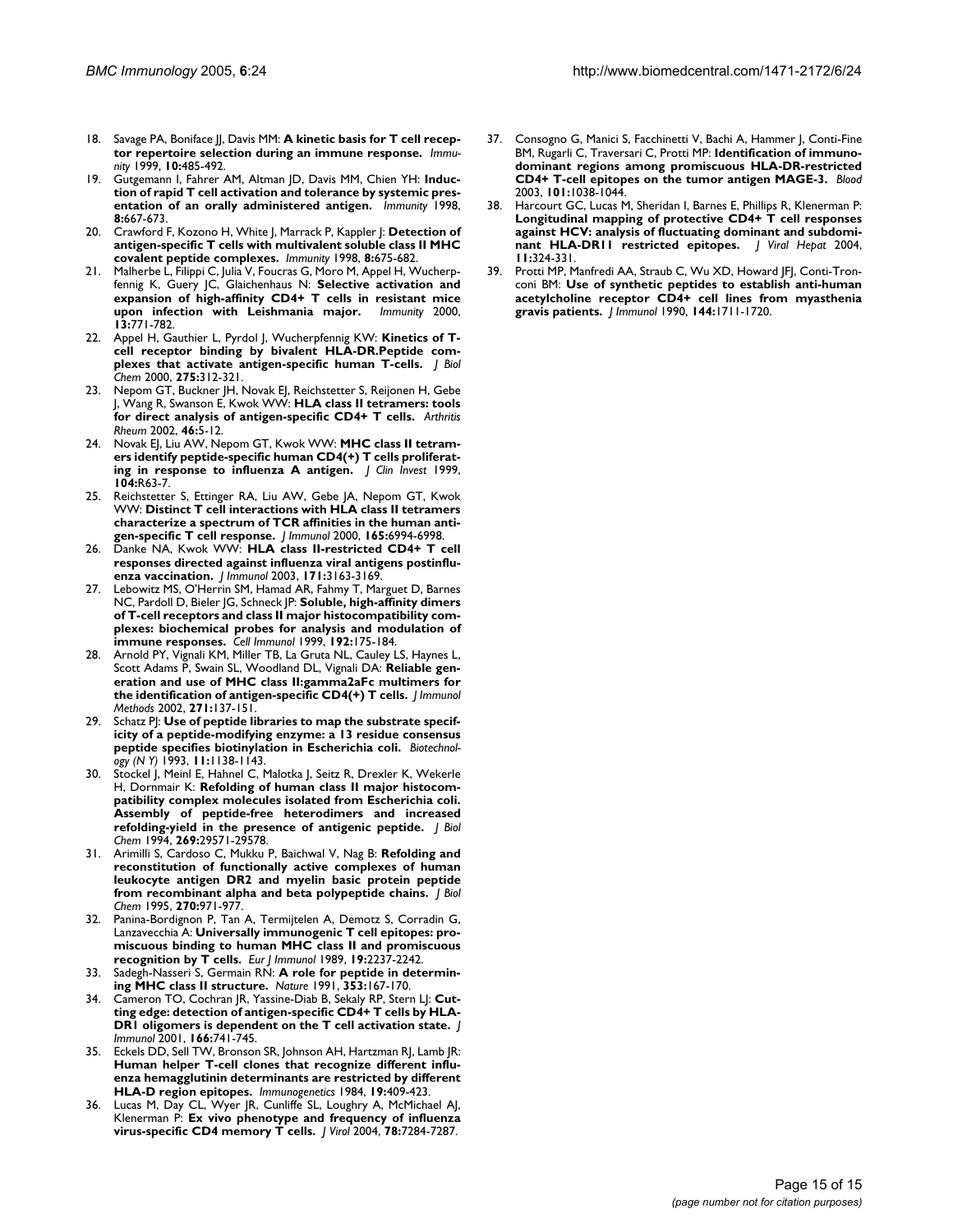18. Savage PA, Boniface JJ, Davis MM: **A kinetic basis for T cell receptor repertoire selection during an immune response.** *Immunity* 1999, **10:**485-492.
19. Gutgemann I, Fahrer AM, Altman JD, Davis MM, Chien YH: **Induction of rapid T cell activation and tolerance by systemic presentation of an orally administered antigen.** *Immunity* 1998, **8:**667-673.
20. Crawford F, Kozono H, White J, Marrack P, Kappler J: **Detection of antigen-specific T cells with multivalent soluble class II MHC covalent peptide complexes.** *Immunity* 1998, **8:**675-682.
21. Malherbe L, Filippi C, Julia V, Foucras G, Moro M, Appel H, Wucherpfennig K, Guery JC, Glaichenhaus N: **Selective activation and expansion of high-affinity CD4+ T cells in resistant mice upon infection with Leishmania major.** *Immunity* 2000, **13:**771-782.
22. Appel H, Gauthier L, Pyrdol J, Wucherpfennig KW: **Kinetics of T-cell receptor binding by bivalent HLA-DR.Peptide complexes that activate antigen-specific human T-cells.** *J Biol Chem* 2000, **275:**312-321.
23. Nepom GT, Buckner JH, Novak EJ, Reichstetter S, Reijonen H, Gebe J, Wang R, Swanson E, Kwok WW: **HLA class II tetramers: tools for direct analysis of antigen-specific CD4+ T cells.** *Arthritis Rheum* 2002, **46:**5-12.
24. Novak EJ, Liu AW, Nepom GT, Kwok WW: **MHC class II tetramers identify peptide-specific human CD4(+) T cells proliferating in response to influenza A antigen.** *J Clin Invest* 1999, **104:**R63-7.
25. Reichstetter S, Ettinger RA, Liu AW, Gebe JA, Nepom GT, Kwok WW: **Distinct T cell interactions with HLA class II tetramers characterize a spectrum of TCR affinities in the human antigen-specific T cell response.** *J Immunol* 2000, **165:**6994-6998.
26. Danke NA, Kwok WW: **HLA class II-restricted CD4+ T cell responses directed against influenza viral antigens postinfluenza vaccination.** *J Immunol* 2003, **171:**3163-3169.
27. Lebowitz MS, O'Herrin SM, Hamad AR, Fahmy T, Marguet D, Barnes NC, Pardoll D, Bieler JG, Schneck JP: **Soluble, high-affinity dimers of T-cell receptors and class II major histocompatibility complexes: biochemical probes for analysis and modulation of immune responses.** *Cell Immunol* 1999, **192:**175-184.
28. Arnold PY, Vignali KM, Miller TB, La Gruta NL, Cauley LS, Haynes L, Scott Adams P, Swain SL, Woodland DL, Vignali DA: **Reliable generation and use of MHC class II:gamma2aFc multimers for the identification of antigen-specific CD4(+) T cells.** *J Immunol Methods* 2002, **271:**137-151.
29. Schatz PJ: **Use of peptide libraries to map the substrate specificity of a peptide-modifying enzyme: a 13 residue consensus peptide specifies biotinylation in Escherichia coli.** *Biotechnology (N Y)* 1993, **11:**1138-1143.
30. Stockel J, Meinl E, Hahnel C, Malotka J, Seitz R, Drexler K, Wekerle H, Dornmair K: **Refolding of human class II major histocompatibility complex molecules isolated from Escherichia coli. Assembly of peptide-free heterodimers and increased refolding-yield in the presence of antigenic peptide.** *J Biol Chem* 1994, **269:**29571-29578.
31. Arimilli S, Cardoso C, Mukku P, Baichwal V, Nag B: **Refolding and reconstitution of functionally active complexes of human leukocyte antigen DR2 and myelin basic protein peptide from recombinant alpha and beta polypeptide chains.** *J Biol Chem* 1995, **270:**971-977.
32. Panina-Bordignon P, Tan A, Termijtelen A, Demotz S, Corradin G, Lanzavecchia A: **Universally immunogenic T cell epitopes: promiscuous binding to human MHC class II and promiscuous recognition by T cells.** *Eur J Immunol* 1989, **19:**2237-2242.
33. Sadegh-Nasseri S, Germain RN: **A role for peptide in determining MHC class II structure.** *Nature* 1991, **353:**167-170.
34. Cameron TO, Cochran JR, Yassine-Diab B, Sekaly RP, Stern LJ: **Cutting edge: detection of antigen-specific CD4+ T cells by HLA-DR1 oligomers is dependent on the T cell activation state.** *J Immunol* 2001, **166:**741-745.
35. Eckels DD, Sell TW, Bronson SR, Johnson AH, Hartzman RJ, Lamb JR: **Human helper T-cell clones that recognize different influenza hemagglutinin determinants are restricted by different HLA-D region epitopes.** *Immunogenetics* 1984, **19:**409-423.
36. Lucas M, Day CL, Wyer JR, Cunliffe SL, Loughry A, McMichael AJ, Klenerman P: **Ex vivo phenotype and frequency of influenza virus-specific CD4 memory T cells.** *J Virol* 2004, **78:**7284-7287.
37. Consogno G, Manici S, Facchinetti V, Bachi A, Hammer J, Conti-Fine BM, Rugarli C, Traversari C, Protti MP: **Identification of immunodominant regions among promiscuous HLA-DR-restricted CD4+ T-cell epitopes on the tumor antigen MAGE-3.** *Blood* 2003, **101:**1038-1044.
38. Harcourt GC, Lucas M, Sheridan I, Barnes E, Phillips R, Klenerman P: **Longitudinal mapping of protective CD4+ T cell responses against HCV: analysis of fluctuating dominant and subdominant HLA-DR11 restricted epitopes.** *J Viral Hepat* 2004, **11:**324-331.
39. Protti MP, Manfredi AA, Straub C, Wu XD, Howard JFJ, Conti-Tronconi BM: **Use of synthetic peptides to establish anti-human acetylcholine receptor CD4+ cell lines from myasthenia gravis patients.** *J Immunol* 1990, **144:**1711-1720.